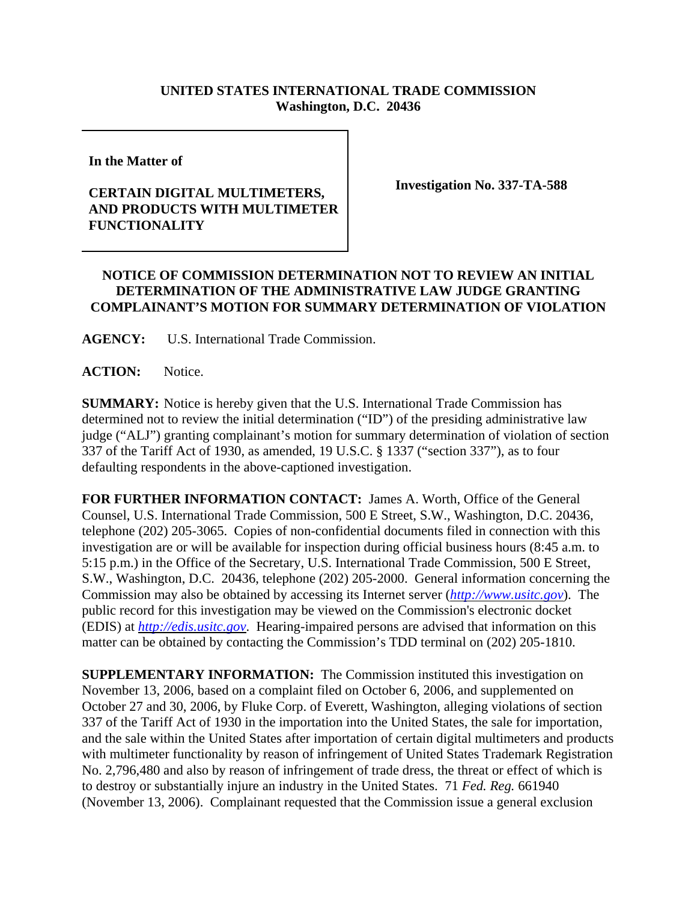**UNITED STATES INTERNATIONAL TRADE COMMISSION**
**Washington, D.C. 20436**

| In the Matter of<br><br>**CERTAIN DIGITAL MULTIMETERS, AND PRODUCTS WITH MULTIMETER FUNCTIONALITY** | **Investigation No. 337-TA-588** |
|---|---|

**NOTICE OF COMMISSION DETERMINATION NOT TO REVIEW AN INITIAL DETERMINATION OF THE ADMINISTRATIVE LAW JUDGE GRANTING COMPLAINANT'S MOTION FOR SUMMARY DETERMINATION OF VIOLATION**

**AGENCY:** U.S. International Trade Commission.

**ACTION:** Notice.

**SUMMARY:** Notice is hereby given that the U.S. International Trade Commission has determined not to review the initial determination ("ID") of the presiding administrative law judge ("ALJ") granting complainant's motion for summary determination of violation of section 337 of the Tariff Act of 1930, as amended, 19 U.S.C. § 1337 ("section 337"), as to four defaulting respondents in the above-captioned investigation.

**FOR FURTHER INFORMATION CONTACT:** James A. Worth, Office of the General Counsel, U.S. International Trade Commission, 500 E Street, S.W., Washington, D.C. 20436, telephone (202) 205-3065. Copies of non-confidential documents filed in connection with this investigation are or will be available for inspection during official business hours (8:45 a.m. to 5:15 p.m.) in the Office of the Secretary, U.S. International Trade Commission, 500 E Street, S.W., Washington, D.C. 20436, telephone (202) 205-2000. General information concerning the Commission may also be obtained by accessing its Internet server (*http://www.usitc.gov*). The public record for this investigation may be viewed on the Commission's electronic docket (EDIS) at *http://edis.usitc.gov*. Hearing-impaired persons are advised that information on this matter can be obtained by contacting the Commission's TDD terminal on (202) 205-1810.

**SUPPLEMENTARY INFORMATION:** The Commission instituted this investigation on November 13, 2006, based on a complaint filed on October 6, 2006, and supplemented on October 27 and 30, 2006, by Fluke Corp. of Everett, Washington, alleging violations of section 337 of the Tariff Act of 1930 in the importation into the United States, the sale for importation, and the sale within the United States after importation of certain digital multimeters and products with multimeter functionality by reason of infringement of United States Trademark Registration No. 2,796,480 and also by reason of infringement of trade dress, the threat or effect of which is to destroy or substantially injure an industry in the United States. 71 *Fed. Reg.* 661940 (November 13, 2006). Complainant requested that the Commission issue a general exclusion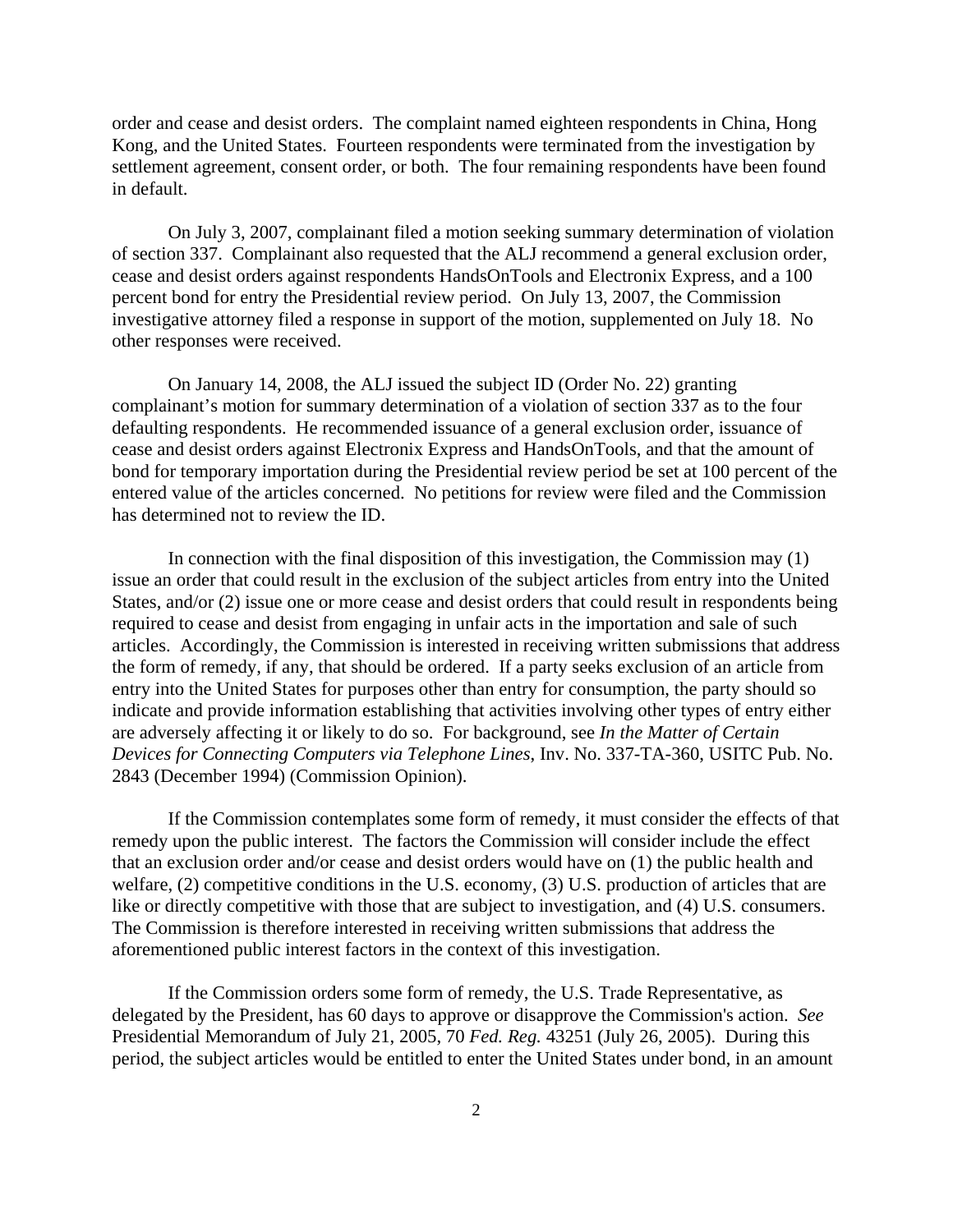order and cease and desist orders. The complaint named eighteen respondents in China, Hong Kong, and the United States. Fourteen respondents were terminated from the investigation by settlement agreement, consent order, or both. The four remaining respondents have been found in default.

On July 3, 2007, complainant filed a motion seeking summary determination of violation of section 337. Complainant also requested that the ALJ recommend a general exclusion order, cease and desist orders against respondents HandsOnTools and Electronix Express, and a 100 percent bond for entry the Presidential review period. On July 13, 2007, the Commission investigative attorney filed a response in support of the motion, supplemented on July 18. No other responses were received.

On January 14, 2008, the ALJ issued the subject ID (Order No. 22) granting complainant's motion for summary determination of a violation of section 337 as to the four defaulting respondents. He recommended issuance of a general exclusion order, issuance of cease and desist orders against Electronix Express and HandsOnTools, and that the amount of bond for temporary importation during the Presidential review period be set at 100 percent of the entered value of the articles concerned. No petitions for review were filed and the Commission has determined not to review the ID.

In connection with the final disposition of this investigation, the Commission may (1) issue an order that could result in the exclusion of the subject articles from entry into the United States, and/or (2) issue one or more cease and desist orders that could result in respondents being required to cease and desist from engaging in unfair acts in the importation and sale of such articles. Accordingly, the Commission is interested in receiving written submissions that address the form of remedy, if any, that should be ordered. If a party seeks exclusion of an article from entry into the United States for purposes other than entry for consumption, the party should so indicate and provide information establishing that activities involving other types of entry either are adversely affecting it or likely to do so. For background, see *In the Matter of Certain Devices for Connecting Computers via Telephone Lines*, Inv. No. 337-TA-360, USITC Pub. No. 2843 (December 1994) (Commission Opinion).

If the Commission contemplates some form of remedy, it must consider the effects of that remedy upon the public interest. The factors the Commission will consider include the effect that an exclusion order and/or cease and desist orders would have on (1) the public health and welfare, (2) competitive conditions in the U.S. economy, (3) U.S. production of articles that are like or directly competitive with those that are subject to investigation, and (4) U.S. consumers. The Commission is therefore interested in receiving written submissions that address the aforementioned public interest factors in the context of this investigation.

If the Commission orders some form of remedy, the U.S. Trade Representative, as delegated by the President, has 60 days to approve or disapprove the Commission's action. *See* Presidential Memorandum of July 21, 2005, 70 *Fed. Reg.* 43251 (July 26, 2005). During this period, the subject articles would be entitled to enter the United States under bond, in an amount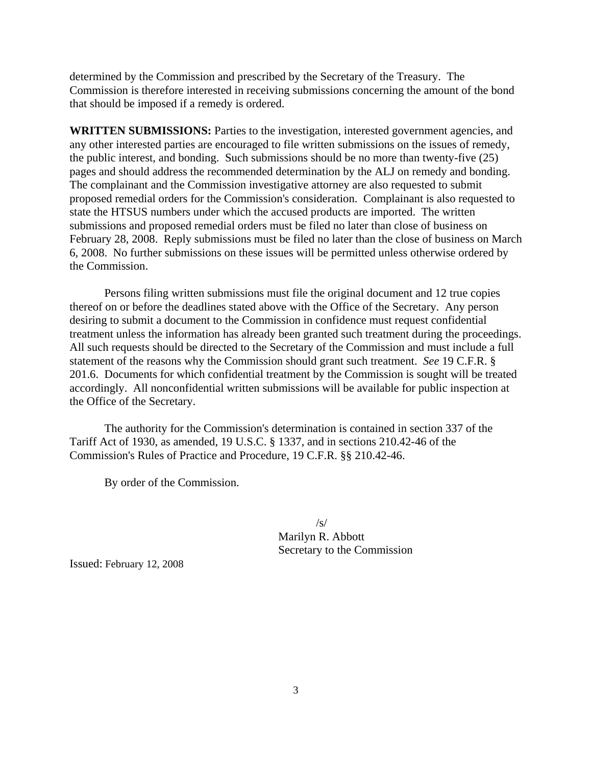determined by the Commission and prescribed by the Secretary of the Treasury. The Commission is therefore interested in receiving submissions concerning the amount of the bond that should be imposed if a remedy is ordered.

**WRITTEN SUBMISSIONS:** Parties to the investigation, interested government agencies, and any other interested parties are encouraged to file written submissions on the issues of remedy, the public interest, and bonding. Such submissions should be no more than twenty-five (25) pages and should address the recommended determination by the ALJ on remedy and bonding. The complainant and the Commission investigative attorney are also requested to submit proposed remedial orders for the Commission's consideration. Complainant is also requested to state the HTSUS numbers under which the accused products are imported. The written submissions and proposed remedial orders must be filed no later than close of business on February 28, 2008. Reply submissions must be filed no later than the close of business on March 6, 2008. No further submissions on these issues will be permitted unless otherwise ordered by the Commission.

Persons filing written submissions must file the original document and 12 true copies thereof on or before the deadlines stated above with the Office of the Secretary. Any person desiring to submit a document to the Commission in confidence must request confidential treatment unless the information has already been granted such treatment during the proceedings. All such requests should be directed to the Secretary of the Commission and must include a full statement of the reasons why the Commission should grant such treatment. *See* 19 C.F.R. § 201.6. Documents for which confidential treatment by the Commission is sought will be treated accordingly. All nonconfidential written submissions will be available for public inspection at the Office of the Secretary.

The authority for the Commission's determination is contained in section 337 of the Tariff Act of 1930, as amended, 19 U.S.C. § 1337, and in sections 210.42-46 of the Commission's Rules of Practice and Procedure, 19 C.F.R. §§ 210.42-46.

By order of the Commission.

/s/
Marilyn R. Abbott
Secretary to the Commission

Issued: February 12, 2008